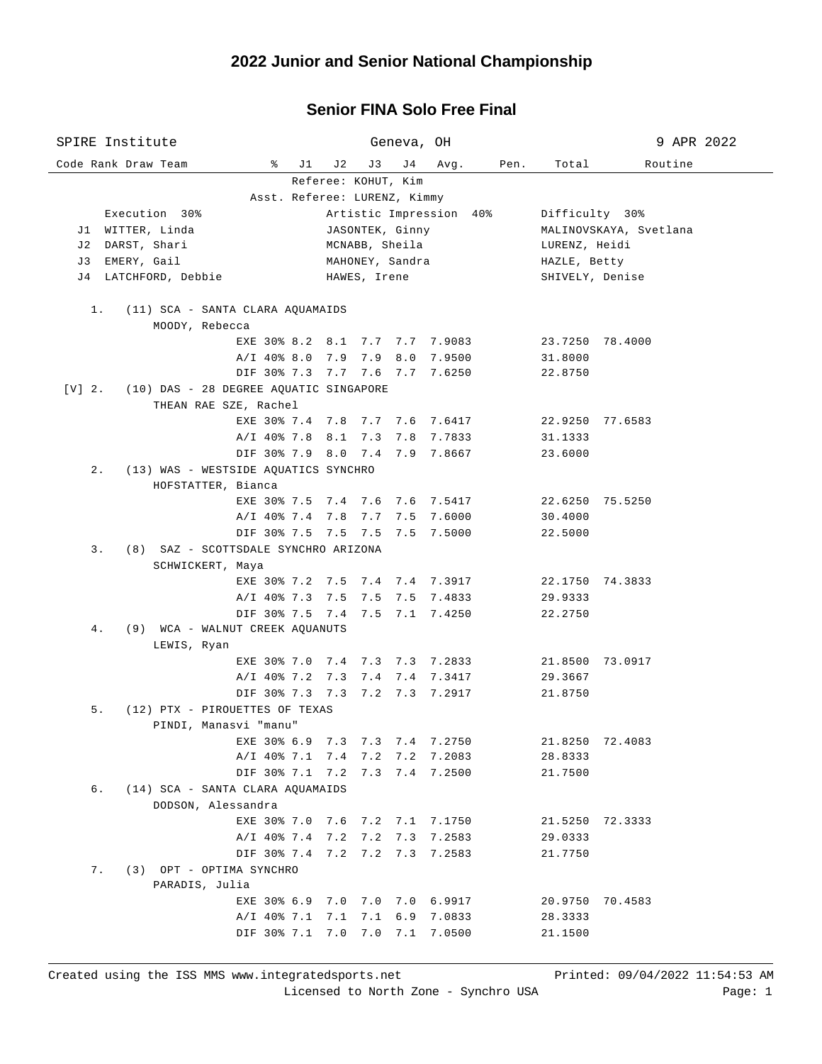# 2022 Junior and Senior National Championship

## Senior FINA Solo Free Final

SPIRE Institute — Geneva, OH — 9 APR 2022

Referee: KOHUT, Kim
Asst. Referee: LURENZ, Kimmy

| | Execution 30% | Artistic Impression 40% | Difficulty 30% |
|---|---|---|---|
| J1 | WITTER, Linda | JASONTEK, Ginny | MALINOVSKAYA, Svetlana |
| J2 | DARST, Shari | MCNABB, Sheila | LURENZ, Heidi |
| J3 | EMERY, Gail | MAHONEY, Sandra | HAZLE, Betty |
| J4 | LATCHFORD, Debbie | HAWES, Irene | SHIVELY, Denise |

| Code | Rank | Draw | Team | % | J1 | J2 | J3 | J4 | Avg. | Pen. | Total | Routine |
|---|---|---|---|---|---|---|---|---|---|---|---|---|
| | 1. | (11) | SCA - SANTA CLARA AQUAMAIDS | | | | | | | | | |
| | | | MOODY, Rebecca | | | | | | | | | |
| | | | | EXE 30% | 8.2 | 8.1 | 7.7 | 7.7 | 7.9083 | | 23.7250 | 78.4000 |
| | | | | A/I 40% | 8.0 | 7.9 | 7.9 | 8.0 | 7.9500 | | 31.8000 | |
| | | | | DIF 30% | 7.3 | 7.7 | 7.6 | 7.7 | 7.6250 | | 22.8750 | |
| [V] | 2. | (10) | DAS - 28 DEGREE AQUATIC SINGAPORE | | | | | | | | | |
| | | | THEAN RAE SZE, Rachel | | | | | | | | | |
| | | | | EXE 30% | 7.4 | 7.8 | 7.7 | 7.6 | 7.6417 | | 22.9250 | 77.6583 |
| | | | | A/I 40% | 7.8 | 8.1 | 7.3 | 7.8 | 7.7833 | | 31.1333 | |
| | | | | DIF 30% | 7.9 | 8.0 | 7.4 | 7.9 | 7.8667 | | 23.6000 | |
| | 2. | (13) | WAS - WESTSIDE AQUATICS SYNCHRO | | | | | | | | | |
| | | | HOFSTATTER, Bianca | | | | | | | | | |
| | | | | EXE 30% | 7.5 | 7.4 | 7.6 | 7.6 | 7.5417 | | 22.6250 | 75.5250 |
| | | | | A/I 40% | 7.4 | 7.8 | 7.7 | 7.5 | 7.6000 | | 30.4000 | |
| | | | | DIF 30% | 7.5 | 7.5 | 7.5 | 7.5 | 7.5000 | | 22.5000 | |
| | 3. | (8) | SAZ - SCOTTSDALE SYNCHRO ARIZONA | | | | | | | | | |
| | | | SCHWICKERT, Maya | | | | | | | | | |
| | | | | EXE 30% | 7.2 | 7.5 | 7.4 | 7.4 | 7.3917 | | 22.1750 | 74.3833 |
| | | | | A/I 40% | 7.3 | 7.5 | 7.5 | 7.5 | 7.4833 | | 29.9333 | |
| | | | | DIF 30% | 7.5 | 7.4 | 7.5 | 7.1 | 7.4250 | | 22.2750 | |
| | 4. | (9) | WCA - WALNUT CREEK AQUANUTS | | | | | | | | | |
| | | | LEWIS, Ryan | | | | | | | | | |
| | | | | EXE 30% | 7.0 | 7.4 | 7.3 | 7.3 | 7.2833 | | 21.8500 | 73.0917 |
| | | | | A/I 40% | 7.2 | 7.3 | 7.4 | 7.4 | 7.3417 | | 29.3667 | |
| | | | | DIF 30% | 7.3 | 7.3 | 7.2 | 7.3 | 7.2917 | | 21.8750 | |
| | 5. | (12) | PTX - PIROUETTES OF TEXAS | | | | | | | | | |
| | | | PINDI, Manasvi "manu" | | | | | | | | | |
| | | | | EXE 30% | 6.9 | 7.3 | 7.3 | 7.4 | 7.2750 | | 21.8250 | 72.4083 |
| | | | | A/I 40% | 7.1 | 7.4 | 7.2 | 7.2 | 7.2083 | | 28.8333 | |
| | | | | DIF 30% | 7.1 | 7.2 | 7.3 | 7.4 | 7.2500 | | 21.7500 | |
| | 6. | (14) | SCA - SANTA CLARA AQUAMAIDS | | | | | | | | | |
| | | | DODSON, Alessandra | | | | | | | | | |
| | | | | EXE 30% | 7.0 | 7.6 | 7.2 | 7.1 | 7.1750 | | 21.5250 | 72.3333 |
| | | | | A/I 40% | 7.4 | 7.2 | 7.2 | 7.3 | 7.2583 | | 29.0333 | |
| | | | | DIF 30% | 7.4 | 7.2 | 7.2 | 7.3 | 7.2583 | | 21.7750 | |
| | 7. | (3) | OPT - OPTIMA SYNCHRO | | | | | | | | | |
| | | | PARADIS, Julia | | | | | | | | | |
| | | | | EXE 30% | 6.9 | 7.0 | 7.0 | 7.0 | 6.9917 | | 20.9750 | 70.4583 |
| | | | | A/I 40% | 7.1 | 7.1 | 7.1 | 6.9 | 7.0833 | | 28.3333 | |
| | | | | DIF 30% | 7.1 | 7.0 | 7.0 | 7.1 | 7.0500 | | 21.1500 | |

Created using the ISS MMS www.integratedsports.net — Printed: 09/04/2022 11:54:53 AM
Licensed to North Zone - Synchro USA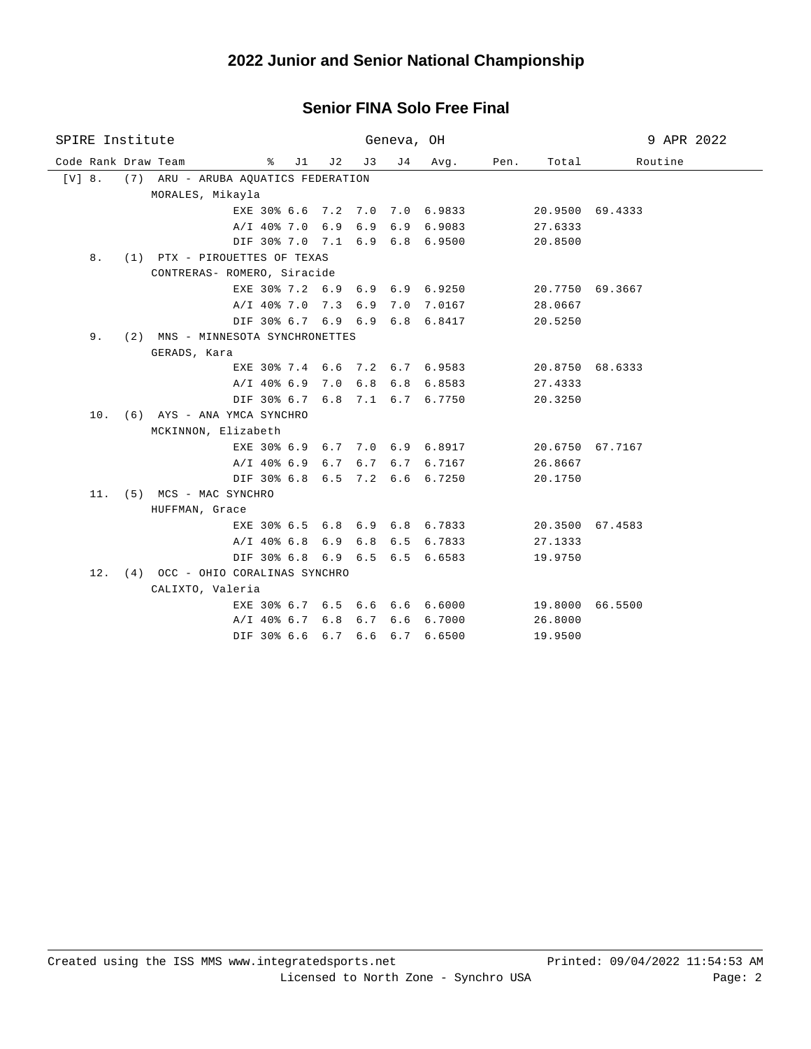## 2022 Junior and Senior National Championship

### Senior FINA Solo Free Final

SPIRE Institute — Geneva, OH — 9 APR 2022

| Code | Rank | Draw | Team | % | J1 | J2 | J3 | J4 | Avg. | Pen. | Total | Routine |
|---|---|---|---|---|---|---|---|---|---|---|---|---|
| [V] | 8. | (7) | ARU - ARUBA AQUATICS FEDERATION | | | | | | | | | |
| | | | MORALES, Mikayla | | | | | | | | | |
| | | | | EXE 30% | 6.6 | 7.2 | 7.0 | 7.0 | 6.9833 | | 20.9500 | 69.4333 |
| | | | | A/I 40% | 7.0 | 6.9 | 6.9 | 6.9 | 6.9083 | | 27.6333 | |
| | | | | DIF 30% | 7.0 | 7.1 | 6.9 | 6.8 | 6.9500 | | 20.8500 | |
| | 8. | (1) | PTX - PIROUETTES OF TEXAS | | | | | | | | | |
| | | | CONTRERAS- ROMERO, Siracide | | | | | | | | | |
| | | | | EXE 30% | 7.2 | 6.9 | 6.9 | 6.9 | 6.9250 | | 20.7750 | 69.3667 |
| | | | | A/I 40% | 7.0 | 7.3 | 6.9 | 7.0 | 7.0167 | | 28.0667 | |
| | | | | DIF 30% | 6.7 | 6.9 | 6.9 | 6.8 | 6.8417 | | 20.5250 | |
| | 9. | (2) | MNS - MINNESOTA SYNCHRONETTES | | | | | | | | | |
| | | | GERADS, Kara | | | | | | | | | |
| | | | | EXE 30% | 7.4 | 6.6 | 7.2 | 6.7 | 6.9583 | | 20.8750 | 68.6333 |
| | | | | A/I 40% | 6.9 | 7.0 | 6.8 | 6.8 | 6.8583 | | 27.4333 | |
| | | | | DIF 30% | 6.7 | 6.8 | 7.1 | 6.7 | 6.7750 | | 20.3250 | |
| | 10. | (6) | AYS - ANA YMCA SYNCHRO | | | | | | | | | |
| | | | MCKINNON, Elizabeth | | | | | | | | | |
| | | | | EXE 30% | 6.9 | 6.7 | 7.0 | 6.9 | 6.8917 | | 20.6750 | 67.7167 |
| | | | | A/I 40% | 6.9 | 6.7 | 6.7 | 6.7 | 6.7167 | | 26.8667 | |
| | | | | DIF 30% | 6.8 | 6.5 | 7.2 | 6.6 | 6.7250 | | 20.1750 | |
| | 11. | (5) | MCS - MAC SYNCHRO | | | | | | | | | |
| | | | HUFFMAN, Grace | | | | | | | | | |
| | | | | EXE 30% | 6.5 | 6.8 | 6.9 | 6.8 | 6.7833 | | 20.3500 | 67.4583 |
| | | | | A/I 40% | 6.8 | 6.9 | 6.8 | 6.5 | 6.7833 | | 27.1333 | |
| | | | | DIF 30% | 6.8 | 6.9 | 6.5 | 6.5 | 6.6583 | | 19.9750 | |
| | 12. | (4) | OCC - OHIO CORALINAS SYNCHRO | | | | | | | | | |
| | | | CALIXTO, Valeria | | | | | | | | | |
| | | | | EXE 30% | 6.7 | 6.5 | 6.6 | 6.6 | 6.6000 | | 19.8000 | 66.5500 |
| | | | | A/I 40% | 6.7 | 6.8 | 6.7 | 6.6 | 6.7000 | | 26.8000 | |
| | | | | DIF 30% | 6.6 | 6.7 | 6.6 | 6.7 | 6.6500 | | 19.9500 | |

Created using the ISS MMS www.integratedsports.net — Printed: 09/04/2022 11:54:53 AM

Licensed to North Zone - Synchro USA